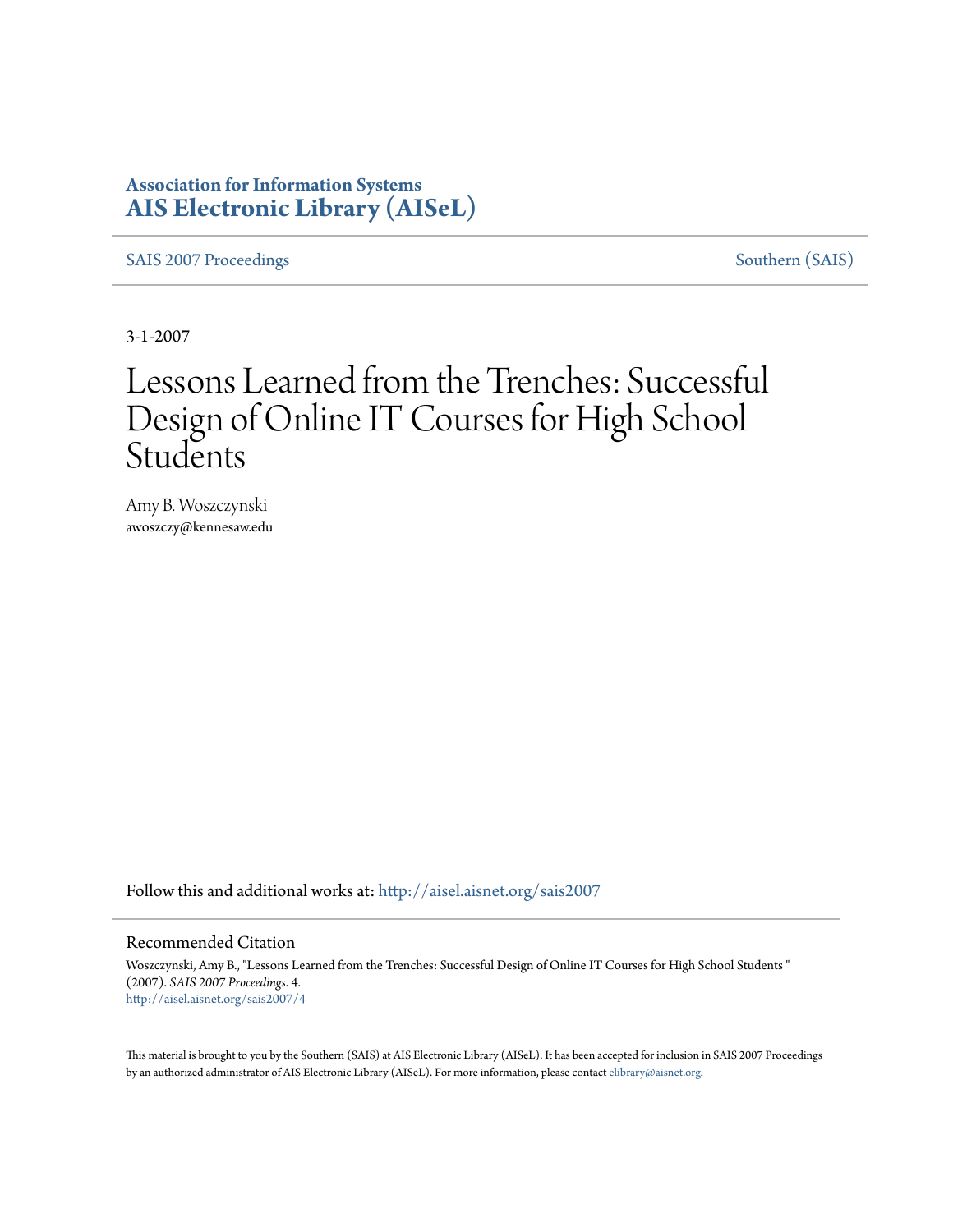**Association for Information Systems**
**AIS Electronic Library (AISeL)**

SAIS 2007 Proceedings

Southern (SAIS)

3-1-2007

# Lessons Learned from the Trenches: Successful Design of Online IT Courses for High School Students

Amy B. Woszczynski
awoszczy@kennesaw.edu

Follow this and additional works at: http://aisel.aisnet.org/sais2007

## Recommended Citation

Woszczynski, Amy B., "Lessons Learned from the Trenches: Successful Design of Online IT Courses for High School Students " (2007). *SAIS 2007 Proceedings*. 4.
http://aisel.aisnet.org/sais2007/4

This material is brought to you by the Southern (SAIS) at AIS Electronic Library (AISeL). It has been accepted for inclusion in SAIS 2007 Proceedings by an authorized administrator of AIS Electronic Library (AISeL). For more information, please contact elibrary@aisnet.org.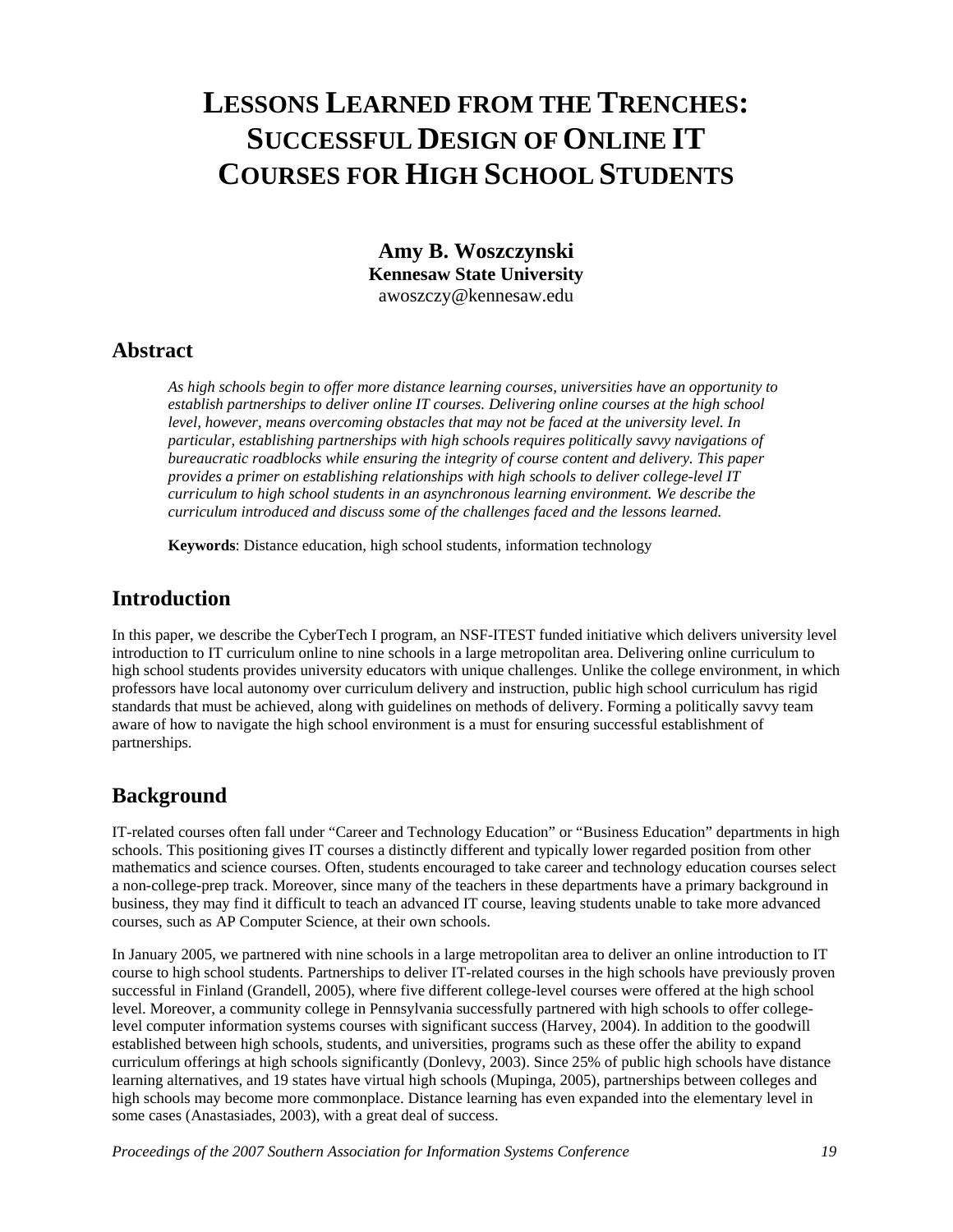# Lessons Learned from the Trenches: Successful Design of Online IT Courses for High School Students

**Amy B. Woszczynski**
**Kennesaw State University**
awoszczy@kennesaw.edu

## Abstract

*As high schools begin to offer more distance learning courses, universities have an opportunity to establish partnerships to deliver online IT courses. Delivering online courses at the high school level, however, means overcoming obstacles that may not be faced at the university level. In particular, establishing partnerships with high schools requires politically savvy navigations of bureaucratic roadblocks while ensuring the integrity of course content and delivery. This paper provides a primer on establishing relationships with high schools to deliver college-level IT curriculum to high school students in an asynchronous learning environment. We describe the curriculum introduced and discuss some of the challenges faced and the lessons learned.*

**Keywords**: Distance education, high school students, information technology

## Introduction

In this paper, we describe the CyberTech I program, an NSF-ITEST funded initiative which delivers university level introduction to IT curriculum online to nine schools in a large metropolitan area. Delivering online curriculum to high school students provides university educators with unique challenges. Unlike the college environment, in which professors have local autonomy over curriculum delivery and instruction, public high school curriculum has rigid standards that must be achieved, along with guidelines on methods of delivery. Forming a politically savvy team aware of how to navigate the high school environment is a must for ensuring successful establishment of partnerships.

## Background

IT-related courses often fall under "Career and Technology Education" or "Business Education" departments in high schools. This positioning gives IT courses a distinctly different and typically lower regarded position from other mathematics and science courses. Often, students encouraged to take career and technology education courses select a non-college-prep track. Moreover, since many of the teachers in these departments have a primary background in business, they may find it difficult to teach an advanced IT course, leaving students unable to take more advanced courses, such as AP Computer Science, at their own schools.

In January 2005, we partnered with nine schools in a large metropolitan area to deliver an online introduction to IT course to high school students. Partnerships to deliver IT-related courses in the high schools have previously proven successful in Finland (Grandell, 2005), where five different college-level courses were offered at the high school level. Moreover, a community college in Pennsylvania successfully partnered with high schools to offer college-level computer information systems courses with significant success (Harvey, 2004). In addition to the goodwill established between high schools, students, and universities, programs such as these offer the ability to expand curriculum offerings at high schools significantly (Donlevy, 2003). Since 25% of public high schools have distance learning alternatives, and 19 states have virtual high schools (Mupinga, 2005), partnerships between colleges and high schools may become more commonplace. Distance learning has even expanded into the elementary level in some cases (Anastasiades, 2003), with a great deal of success.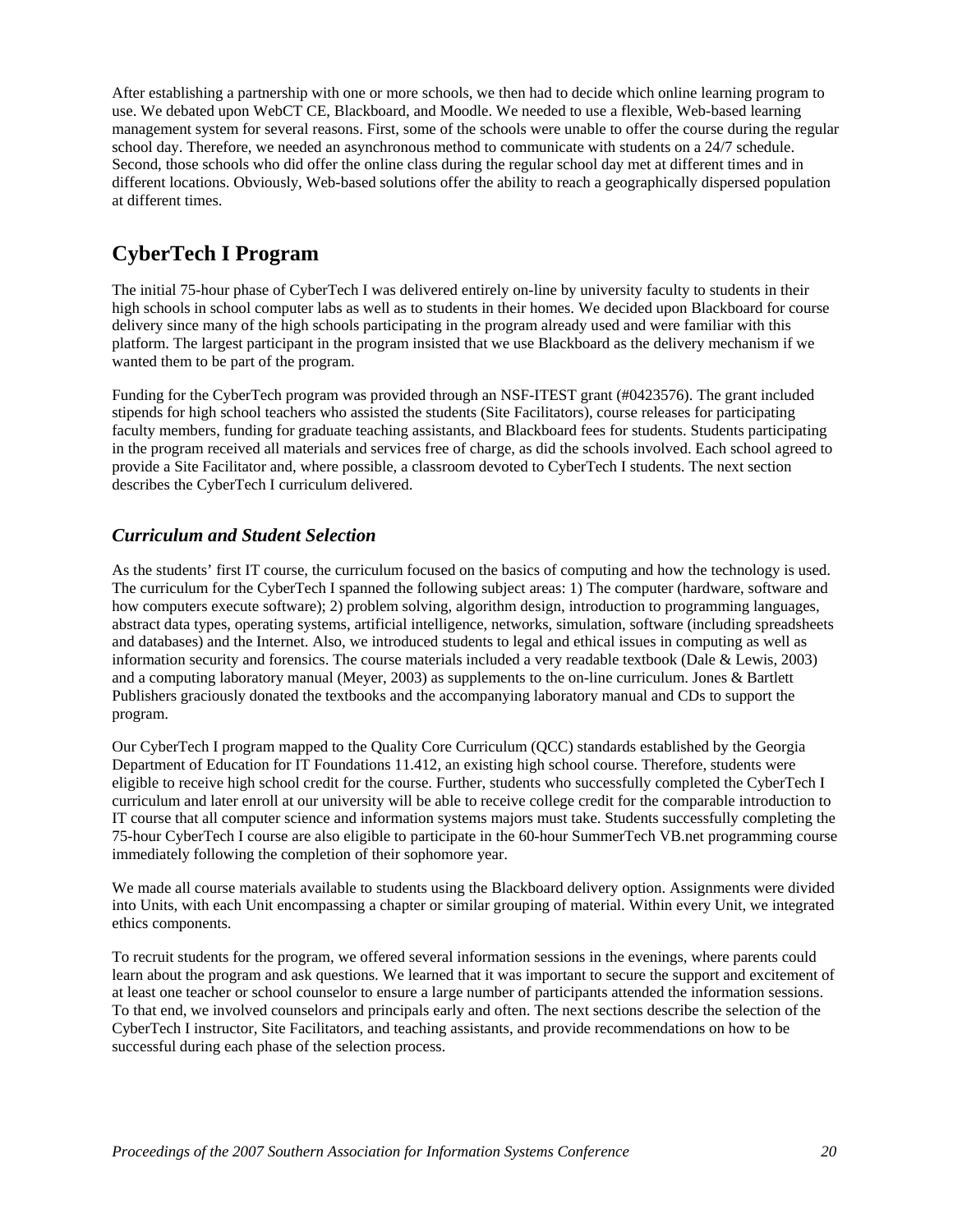After establishing a partnership with one or more schools, we then had to decide which online learning program to use. We debated upon WebCT CE, Blackboard, and Moodle. We needed to use a flexible, Web-based learning management system for several reasons. First, some of the schools were unable to offer the course during the regular school day. Therefore, we needed an asynchronous method to communicate with students on a 24/7 schedule. Second, those schools who did offer the online class during the regular school day met at different times and in different locations. Obviously, Web-based solutions offer the ability to reach a geographically dispersed population at different times.

## CyberTech I Program

The initial 75-hour phase of CyberTech I was delivered entirely on-line by university faculty to students in their high schools in school computer labs as well as to students in their homes. We decided upon Blackboard for course delivery since many of the high schools participating in the program already used and were familiar with this platform. The largest participant in the program insisted that we use Blackboard as the delivery mechanism if we wanted them to be part of the program.

Funding for the CyberTech program was provided through an NSF-ITEST grant (#0423576). The grant included stipends for high school teachers who assisted the students (Site Facilitators), course releases for participating faculty members, funding for graduate teaching assistants, and Blackboard fees for students. Students participating in the program received all materials and services free of charge, as did the schools involved. Each school agreed to provide a Site Facilitator and, where possible, a classroom devoted to CyberTech I students. The next section describes the CyberTech I curriculum delivered.

### *Curriculum and Student Selection*

As the students' first IT course, the curriculum focused on the basics of computing and how the technology is used. The curriculum for the CyberTech I spanned the following subject areas: 1) The computer (hardware, software and how computers execute software); 2) problem solving, algorithm design, introduction to programming languages, abstract data types, operating systems, artificial intelligence, networks, simulation, software (including spreadsheets and databases) and the Internet. Also, we introduced students to legal and ethical issues in computing as well as information security and forensics. The course materials included a very readable textbook (Dale & Lewis, 2003) and a computing laboratory manual (Meyer, 2003) as supplements to the on-line curriculum. Jones & Bartlett Publishers graciously donated the textbooks and the accompanying laboratory manual and CDs to support the program.

Our CyberTech I program mapped to the Quality Core Curriculum (QCC) standards established by the Georgia Department of Education for IT Foundations 11.412, an existing high school course. Therefore, students were eligible to receive high school credit for the course. Further, students who successfully completed the CyberTech I curriculum and later enroll at our university will be able to receive college credit for the comparable introduction to IT course that all computer science and information systems majors must take. Students successfully completing the 75-hour CyberTech I course are also eligible to participate in the 60-hour SummerTech VB.net programming course immediately following the completion of their sophomore year.

We made all course materials available to students using the Blackboard delivery option. Assignments were divided into Units, with each Unit encompassing a chapter or similar grouping of material. Within every Unit, we integrated ethics components.

To recruit students for the program, we offered several information sessions in the evenings, where parents could learn about the program and ask questions. We learned that it was important to secure the support and excitement of at least one teacher or school counselor to ensure a large number of participants attended the information sessions. To that end, we involved counselors and principals early and often. The next sections describe the selection of the CyberTech I instructor, Site Facilitators, and teaching assistants, and provide recommendations on how to be successful during each phase of the selection process.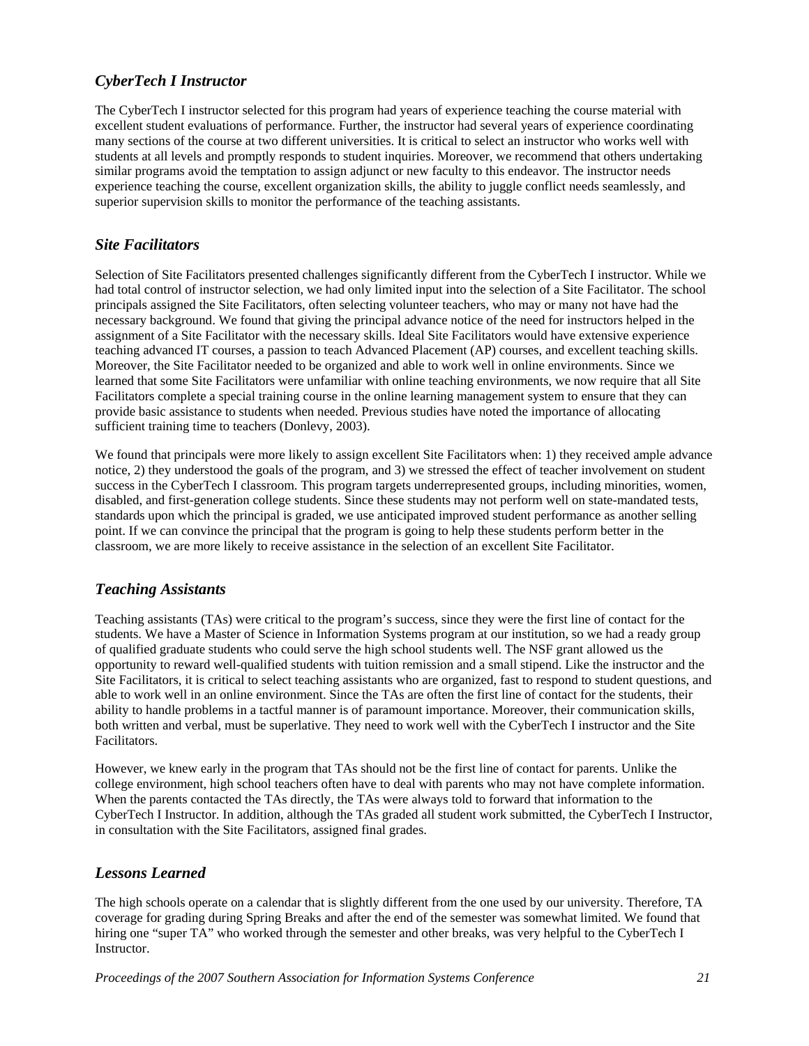### *CyberTech I Instructor*

The CyberTech I instructor selected for this program had years of experience teaching the course material with excellent student evaluations of performance. Further, the instructor had several years of experience coordinating many sections of the course at two different universities. It is critical to select an instructor who works well with students at all levels and promptly responds to student inquiries. Moreover, we recommend that others undertaking similar programs avoid the temptation to assign adjunct or new faculty to this endeavor. The instructor needs experience teaching the course, excellent organization skills, the ability to juggle conflict needs seamlessly, and superior supervision skills to monitor the performance of the teaching assistants.

### *Site Facilitators*

Selection of Site Facilitators presented challenges significantly different from the CyberTech I instructor. While we had total control of instructor selection, we had only limited input into the selection of a Site Facilitator. The school principals assigned the Site Facilitators, often selecting volunteer teachers, who may or many not have had the necessary background. We found that giving the principal advance notice of the need for instructors helped in the assignment of a Site Facilitator with the necessary skills. Ideal Site Facilitators would have extensive experience teaching advanced IT courses, a passion to teach Advanced Placement (AP) courses, and excellent teaching skills. Moreover, the Site Facilitator needed to be organized and able to work well in online environments. Since we learned that some Site Facilitators were unfamiliar with online teaching environments, we now require that all Site Facilitators complete a special training course in the online learning management system to ensure that they can provide basic assistance to students when needed. Previous studies have noted the importance of allocating sufficient training time to teachers (Donlevy, 2003).

We found that principals were more likely to assign excellent Site Facilitators when: 1) they received ample advance notice, 2) they understood the goals of the program, and 3) we stressed the effect of teacher involvement on student success in the CyberTech I classroom. This program targets underrepresented groups, including minorities, women, disabled, and first-generation college students. Since these students may not perform well on state-mandated tests, standards upon which the principal is graded, we use anticipated improved student performance as another selling point. If we can convince the principal that the program is going to help these students perform better in the classroom, we are more likely to receive assistance in the selection of an excellent Site Facilitator.

### *Teaching Assistants*

Teaching assistants (TAs) were critical to the program's success, since they were the first line of contact for the students. We have a Master of Science in Information Systems program at our institution, so we had a ready group of qualified graduate students who could serve the high school students well. The NSF grant allowed us the opportunity to reward well-qualified students with tuition remission and a small stipend. Like the instructor and the Site Facilitators, it is critical to select teaching assistants who are organized, fast to respond to student questions, and able to work well in an online environment. Since the TAs are often the first line of contact for the students, their ability to handle problems in a tactful manner is of paramount importance. Moreover, their communication skills, both written and verbal, must be superlative. They need to work well with the CyberTech I instructor and the Site Facilitators.

However, we knew early in the program that TAs should not be the first line of contact for parents. Unlike the college environment, high school teachers often have to deal with parents who may not have complete information. When the parents contacted the TAs directly, the TAs were always told to forward that information to the CyberTech I Instructor. In addition, although the TAs graded all student work submitted, the CyberTech I Instructor, in consultation with the Site Facilitators, assigned final grades.

### *Lessons Learned*

The high schools operate on a calendar that is slightly different from the one used by our university. Therefore, TA coverage for grading during Spring Breaks and after the end of the semester was somewhat limited. We found that hiring one "super TA" who worked through the semester and other breaks, was very helpful to the CyberTech I Instructor.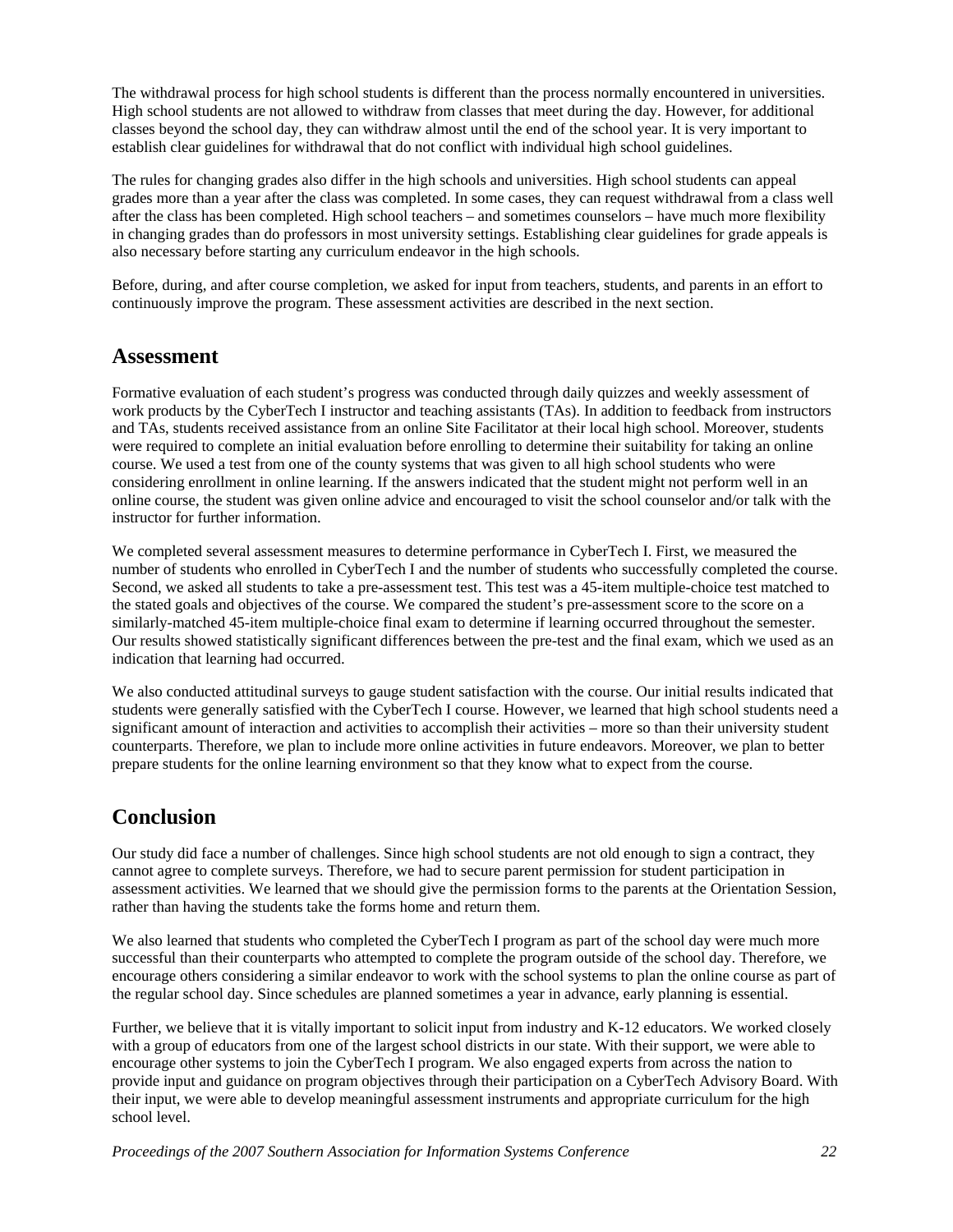The withdrawal process for high school students is different than the process normally encountered in universities. High school students are not allowed to withdraw from classes that meet during the day. However, for additional classes beyond the school day, they can withdraw almost until the end of the school year. It is very important to establish clear guidelines for withdrawal that do not conflict with individual high school guidelines.

The rules for changing grades also differ in the high schools and universities. High school students can appeal grades more than a year after the class was completed. In some cases, they can request withdrawal from a class well after the class has been completed. High school teachers – and sometimes counselors – have much more flexibility in changing grades than do professors in most university settings. Establishing clear guidelines for grade appeals is also necessary before starting any curriculum endeavor in the high schools.

Before, during, and after course completion, we asked for input from teachers, students, and parents in an effort to continuously improve the program. These assessment activities are described in the next section.

## Assessment

Formative evaluation of each student's progress was conducted through daily quizzes and weekly assessment of work products by the CyberTech I instructor and teaching assistants (TAs). In addition to feedback from instructors and TAs, students received assistance from an online Site Facilitator at their local high school. Moreover, students were required to complete an initial evaluation before enrolling to determine their suitability for taking an online course. We used a test from one of the county systems that was given to all high school students who were considering enrollment in online learning. If the answers indicated that the student might not perform well in an online course, the student was given online advice and encouraged to visit the school counselor and/or talk with the instructor for further information.

We completed several assessment measures to determine performance in CyberTech I. First, we measured the number of students who enrolled in CyberTech I and the number of students who successfully completed the course. Second, we asked all students to take a pre-assessment test. This test was a 45-item multiple-choice test matched to the stated goals and objectives of the course. We compared the student's pre-assessment score to the score on a similarly-matched 45-item multiple-choice final exam to determine if learning occurred throughout the semester. Our results showed statistically significant differences between the pre-test and the final exam, which we used as an indication that learning had occurred.

We also conducted attitudinal surveys to gauge student satisfaction with the course. Our initial results indicated that students were generally satisfied with the CyberTech I course. However, we learned that high school students need a significant amount of interaction and activities to accomplish their activities – more so than their university student counterparts. Therefore, we plan to include more online activities in future endeavors. Moreover, we plan to better prepare students for the online learning environment so that they know what to expect from the course.

## Conclusion

Our study did face a number of challenges. Since high school students are not old enough to sign a contract, they cannot agree to complete surveys. Therefore, we had to secure parent permission for student participation in assessment activities. We learned that we should give the permission forms to the parents at the Orientation Session, rather than having the students take the forms home and return them.

We also learned that students who completed the CyberTech I program as part of the school day were much more successful than their counterparts who attempted to complete the program outside of the school day. Therefore, we encourage others considering a similar endeavor to work with the school systems to plan the online course as part of the regular school day. Since schedules are planned sometimes a year in advance, early planning is essential.

Further, we believe that it is vitally important to solicit input from industry and K-12 educators. We worked closely with a group of educators from one of the largest school districts in our state. With their support, we were able to encourage other systems to join the CyberTech I program. We also engaged experts from across the nation to provide input and guidance on program objectives through their participation on a CyberTech Advisory Board. With their input, we were able to develop meaningful assessment instruments and appropriate curriculum for the high school level.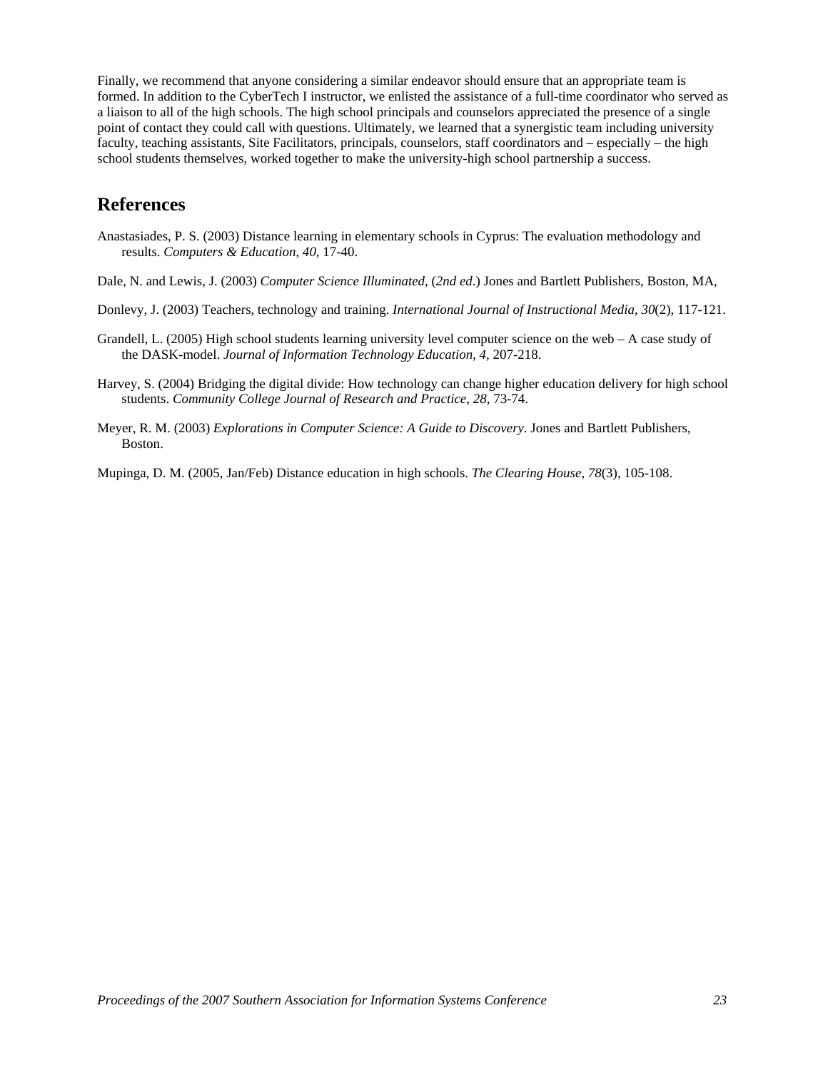Finally, we recommend that anyone considering a similar endeavor should ensure that an appropriate team is formed. In addition to the CyberTech I instructor, we enlisted the assistance of a full-time coordinator who served as a liaison to all of the high schools. The high school principals and counselors appreciated the presence of a single point of contact they could call with questions. Ultimately, we learned that a synergistic team including university faculty, teaching assistants, Site Facilitators, principals, counselors, staff coordinators and – especially – the high school students themselves, worked together to make the university-high school partnership a success.

## References

Anastasiades, P. S. (2003) Distance learning in elementary schools in Cyprus: The evaluation methodology and results. *Computers & Education, 40*, 17-40.

Dale, N. and Lewis, J. (2003) *Computer Science Illuminated*, (*2nd ed*.) Jones and Bartlett Publishers, Boston, MA,

Donlevy, J. (2003) Teachers, technology and training. *International Journal of Instructional Media*, *30*(2), 117-121.

Grandell, L. (2005) High school students learning university level computer science on the web – A case study of the DASK-model. *Journal of Information Technology Education*, *4*, 207-218.

Harvey, S. (2004) Bridging the digital divide: How technology can change higher education delivery for high school students. *Community College Journal of Research and Practice*, *28*, 73-74.

Meyer, R. M. (2003) *Explorations in Computer Science: A Guide to Discovery*. Jones and Bartlett Publishers, Boston.

Mupinga, D. M. (2005, Jan/Feb) Distance education in high schools. *The Clearing House*, *78*(3), 105-108.